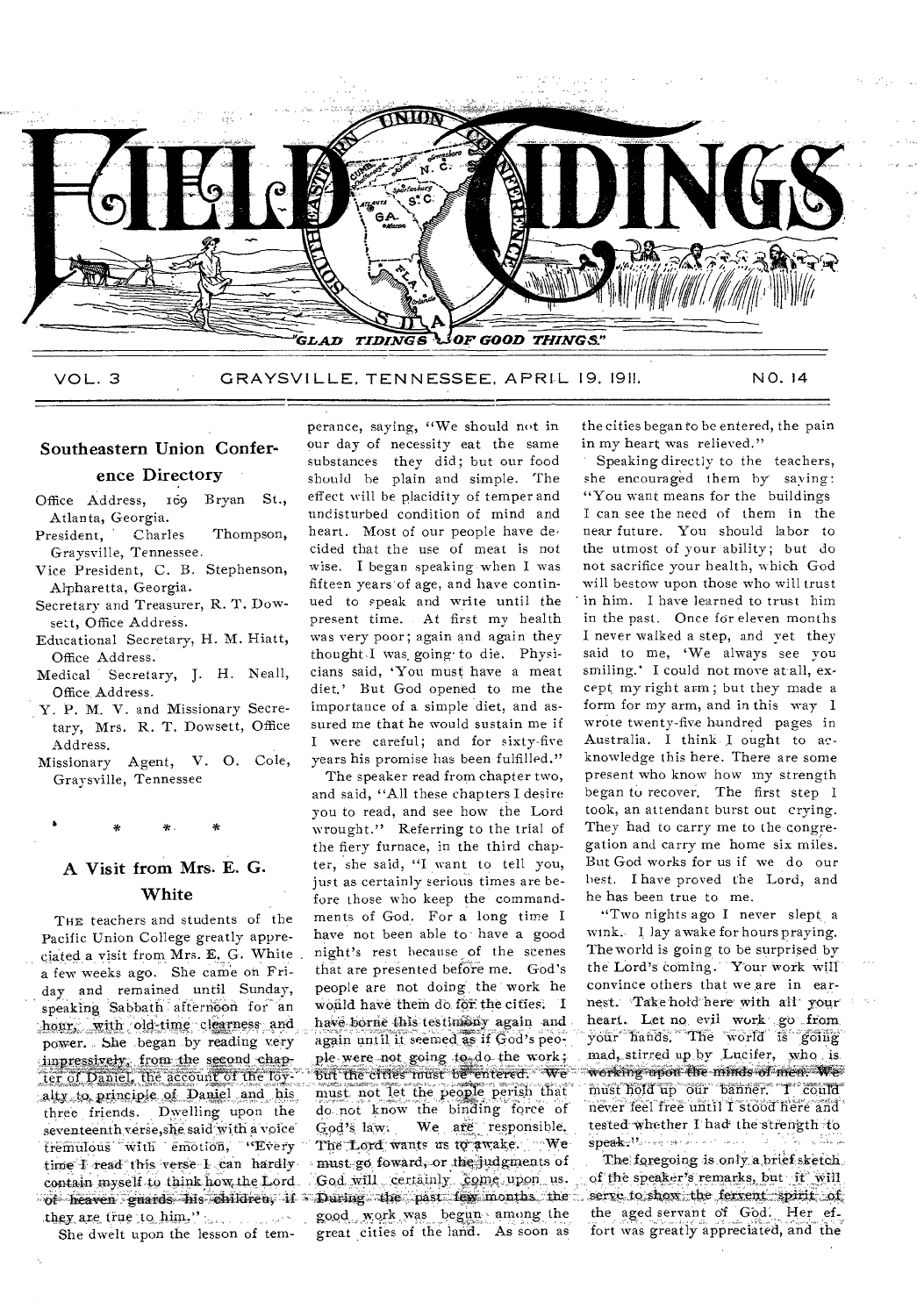# FIELD TIDINGS

"GLAD TIDINGS OF GOOD THINGS."

VOL. 3 GRAYSVILLE, TENNESSEE, APRIL 19, 1911. NO. 14

## Southeastern Union Conference Directory

Office Address, 169 Bryan St., Atlanta, Georgia.

President, Charles Thompson, Graysville, Tennessee.

Vice President, C. B. Stephenson, Alpharetta, Georgia.

Secretary and Treasurer, R. T. Dowsett, Office Address.

Educational Secretary, H. M. Hiatt, Office Address.

Medical Secretary, J. H. Neall, Office Address.

Y. P. M. V. and Missionary Secretary, Mrs. R. T. Dowsett, Office Address.

Missionary Agent, V. O. Cole, Graysville, Tennessee

\* \* \*

## A Visit from Mrs. E. G. White

THE teachers and students of the Pacific Union College greatly appreciated a visit from Mrs. E. G. White a few weeks ago. She came on Friday and remained until Sunday, speaking Sabbath afternoon for an hour, with old-time clearness and power. She began by reading very impressively, from the second chapter of Daniel, the account of the loyalty to principle of Daniel and his three friends. Dwelling upon the seventeenth verse, she said with a voice tremulous with emotion, "Every time I read this verse I can hardly contain myself to think how the Lord of heaven guards his children, if they are true to him."

She dwelt upon the lesson of temperance, saying, "We should not in our day of necessity eat the same substances they did; but our food should be plain and simple. The effect will be placidity of temper and undisturbed condition of mind and heart. Most of our people have decided that the use of meat is not wise. I began speaking when I was fifteen years of age, and have continued to speak and write until the present time. At first my health was very poor; again and again they thought I was going to die. Physicians said, 'You must have a meat diet.' But God opened to me the importance of a simple diet, and assured me that he would sustain me if I were careful; and for sixty-five years his promise has been fulfilled."

The speaker read from chapter two, and said, "All these chapters I desire you to read, and see how the Lord wrought." Referring to the trial of the fiery furnace, in the third chapter, she said, "I want to tell you, just as certainly serious times are before those who keep the commandments of God. For a long time I have not been able to have a good night's rest because of the scenes that are presented before me. God's people are not doing the work he would have them do for the cities. I have borne this testimony again and again until it seemed as if God's people were not going to do the work; but the cities must be entered. We must not let the people perish that do not know the binding force of God's law. We are responsible. The Lord wants us to awake. We must go foward, or the judgments of God will certainly come upon us. During the past few months the good work was begun among the great cities of the land. As soon as the cities began to be entered, the pain in my heart was relieved."

Speaking directly to the teachers, she encouraged them by saying: "You want means for the buildings I can see the need of them in the near future. You should labor to the utmost of your ability; but do not sacrifice your health, which God will bestow upon those who will trust in him. I have learned to trust him in the past. Once for eleven months I never walked a step, and yet they said to me, 'We always see you smiling.' I could not move at all, except my right arm; but they made a form for my arm, and in this way I wrote twenty-five hundred pages in Australia. I think I ought to acknowledge this here. There are some present who know how my strength began to recover. The first step I took, an attendant burst out crying. They had to carry me to the congregation and carry me home six miles. But God works for us if we do our best. I have proved the Lord, and he has been true to me.

"Two nights ago I never slept a wink. I lay awake for hours praying. The world is going to be surprised by the Lord's coming. Your work will convince others that we are in earnest. Take hold here with all your heart. Let no evil work go from your hands. The world is going mad, stirred up by Lucifer, who is working upon the minds of men. We must hold up our banner. I could never feel free until I stood here and tested whether I had the strength to speak."

The foregoing is only a brief sketch of the speaker's remarks, but it will serve to show the fervent spirit of the aged servant of God. Her effort was greatly appreciated, and the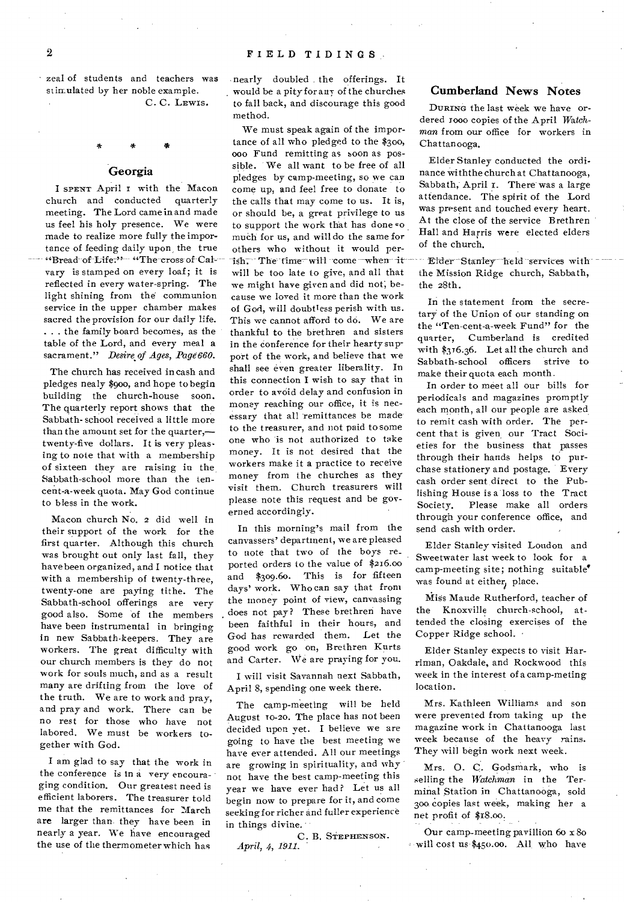zeal of students and teachers was stimulated by her noble example.

C. C. LEWIS.

\* \* \*

## Georgia

I SPENT April 1 with the Macon church and conducted quarterly meeting. The Lord came in and made us feel his holy presence. We were made to realize more fully the importance of feeding daily upon the true "Bread of Life." "The cross of Calvary is stamped on every loaf; it is reflected in every water-spring. The light shining from the communion service in the upper chamber makes sacred the provision for our daily life. . . . the family board becomes, as the table of the Lord, and every meal a sacrament." *Desire of Ages, Page 660.*

The church has received in cash and pledges nealy $900, and hope to begin building the church-house soon. The quarterly report shows that the Sabbath-school received a little more than the amount set for the quarter,—twenty-five dollars. It is very pleasing to note that with a membership of sixteen they are raising in the Sabbath-school more than the ten-cent-a-week quota. May God continue to bless in the work.

Macon church No. 2 did well in their support of the work for the first quarter. Although this church was brought out only last fall, they have been organized, and I notice that with a membership of twenty-three, twenty-one are paying tithe. The Sabbath-school offerings are very good also. Some of the members have been instrumental in bringing in new Sabbath-keepers. They are workers. The great difficulty with our church members is they do not work for souls much, and as a result many are drifting from the love of the truth. We are to work and pray, and pray and work. There can be no rest for those who have not labored. We must be workers together with God.

I am glad to say that the work in the conference is in a very encouraging condition. Our greatest need is efficient laborers. The treasurer told me that the remittances for March are larger than they have been in nearly a year. We have encouraged the use of the thermometer which has nearly doubled the offerings. It would be a pity for any of the churches to fall back, and discourage this good method.

We must speak again of the importance of all who pledged to the $300,000 Fund remitting as soon as possible. We all want to be free of all pledges by camp-meeting, so we can come up, and feel free to donate to the calls that may come to us. It is, or should be, a great privilege to us to support the work that has done so much for us, and will do the same for others who without it would perish. The time will come when it will be too late to give, and all that we might have given and did not, because we loved it more than the work of God, will doubtless perish with us. This we cannot afford to do. We are thankful to the brethren and sisters in the conference for their hearty support of the work, and believe that we shall see even greater liberality. In this connection I wish to say that in order to avoid delay and confusion in money reaching our office, it is necessary that all remittances be made to the treasurer, and not paid to some one who is not authorized to take money. It is not desired that the workers make it a practice to receive money from the churches as they visit them. Church treasurers will please note this request and be governed accordingly.

In this morning's mail from the canvassers' department, we are pleased to note that two of the boys reported orders to the value of $216.00 and $309.60. This is for fifteen days' work. Who can say that from the money point of view, canvassing does not pay? These brethren have been faithful in their hours, and God has rewarded them. Let the good work go on, Brethren Kurts and Carter. We are praying for you.

I will visit Savannah next Sabbath, April 8, spending one week there.

The camp-meeting will be held August 10-20. The place has not been decided upon yet. I believe we are going to have the best meeting we have ever attended. All our meetings are growing in spirituality, and why not have the best camp-meeting this year we have ever had? Let us all begin now to prepare for it, and come seeking for richer and fuller experience in things divine.

C. B. STEPHENSON.

*April, 4, 1911.*

## Cumberland News Notes

DURING the last week we have ordered 1000 copies of the April *Watchman* from our office for workers in Chattanooga.

Elder Stanley conducted the ordinance with the church at Chattanooga, Sabbath, April 1. There was a large attendance. The spirit of the Lord was present and touched every heart. At the close of the service Brethren Hall and Harris were elected elders of the church.

Elder Stanley held services with the Mission Ridge church, Sabbath, the 28th.

In the statement from the secretary of the Union of our standing on the "Ten-cent-a-week Fund" for the quarter, Cumberland is credited with $316.36. Let all the church and Sabbath-school officers strive to make their quota each month.

In order to meet all our bills for periodicals and magazines promptly each month, all our people are asked to remit cash with order. The percent that is given our Tract Societies for the business that passes through their hands helps to purchase stationery and postage. Every cash order sent direct to the Publishing House is a loss to the Tract Society. Please make all orders through your conference office, and send cash with order.

Elder Stanley visited Loudon and Sweetwater last week to look for a camp-meeting site; nothing suitable was found at either place.

Miss Maude Rutherford, teacher of the Knoxville church-school, attended the closing exercises of the Copper Ridge school.

Elder Stanley expects to visit Harriman, Oakdale, and Rockwood this week in the interest of a camp-meting location.

Mrs. Kathleen Williams and son were prevented from taking up the magazine work in Chattanooga last week because of the heavy rains. They will begin work next week.

Mrs. O. C. Godsmark, who is selling the *Watchman* in the Terminal Station in Chattanooga, sold 300 copies last week, making her a net profit of $18.00.

Our camp-meeting pavillion 60 x 80 will cost us $450.00. All who have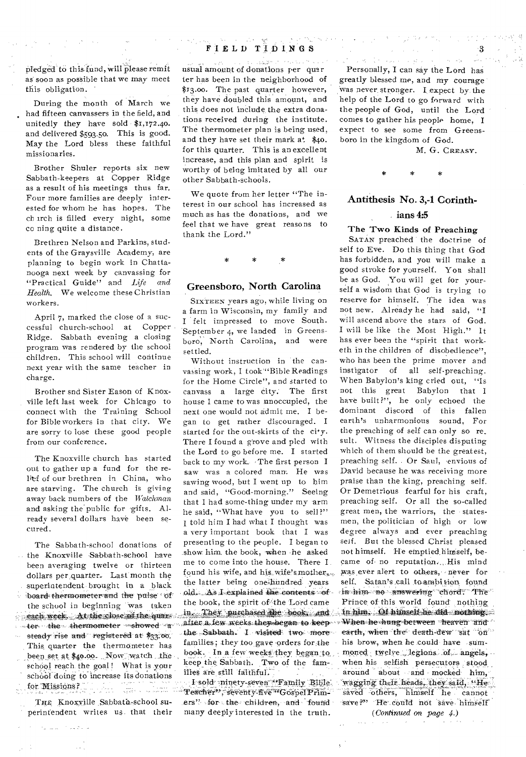pledged to this fund, will please remit as soon as possible that we may meet this obligation.

During the month of March we had fifteen canvassers in the field, and unitedly they have sold $1,172.40. and delivered $593.50. This is good. May the Lord bless these faithful missionaries.

Brother Shuler reports six new Sabbath-keepers at Copper Ridge as a result of his meetings thus far. Four more families are deeply interested for whom he has hopes. The church is filled every night, some coming quite a distance.

Brethren Nelson and Parkins, students of the Graysville Academy, are planning to begin work in Chattanooga next week by canvassing for "Practical Guide" and *Life and Health*. We welcome these Christian workers.

April 7, marked the close of a successful church-school at Copper Ridge. Sabbath evening a closing program was rendered by the school children. This school will continue next year with the same teacher in charge.

Brother and Sister Eason of Knoxville left last week for Chicago to connect with the Training School for Bible workers in that city. We are sorry to lose these good people from our conference.

The Knoxville church has started out to gather up a fund for the relief of our brethren in China, who are starving. The church is giving away back numbers of the *Watchman* and asking the public for gifts. Already several dollars have been secured.

The Sabbath-school donations of the Knoxville Sabbath-school have been averaging twelve or thirteen dollars per quarter. Last month the superintendent brought in a black board thermometer and the pulse of the school in beginning was taken each week. At the close of the quarter the thermometer showed a steady rise and registered at $33.00. This quarter the thermometer has been set at $40.00. Now watch the school reach the goal! What is your school doing to increase its donations for Missions?

THE Knoxville Sabbath-school superintendent writes us that their usual amount of donations per quarter has been in the neighborhood of $13.00. The past quarter however, they have doubled this amount, and this does not include the extra donations received during the institute. The thermometer plan is being used, and they have set their mark at $40. for this quarter. This is an excellent increase, and this plan and spirit is worthy of being imitated by all our other Sabbath-schools.

We quote from her letter "The interest in our school has increased as much as has the donations, and we feel that we have great reasons to thank the Lord."

\* \* \*

## Greensboro, North Carolina

SIXTEEN years ago, while living on a farm in Wisconsin, my family and I felt impressed to move South. September 4, we landed in Greensboro, North Carolina, and were settled.

Without instruction in the canvassing work, I took "Bible Readings for the Home Circle", and started to canvass a large city. The first house I came to was unoccupied, the next one would not admit me. I began to get rather discouraged. I started for the out-skirts of the city. There I found a grove and pled with the Lord to go before me. I started back to my work. The first person I saw was a colored man. He was sawing wood, but I went up to him and said, "Good-morning." Seeing that I had some-thing under my arm he said, "What have you to sell?" I told him I had what I thought was a very important book that I was presenting to the people. I began to show him the book, when he asked me to come into the house. There I found his wife, and his wife's mother, the latter being one-hundred years old. As I explained the contents of the book, the spirit of the Lord came in. They purchased the book, and after a few weeks they began to keep the Sabbath. I visited two more families; they too gave orders for the book. In a few weeks they began to keep the Sabbath. Two of the families are still faithful.

I sold ninety-seven "Family Bible Teacher", seventy-five "Gospel Primers" for the children, and found many deeply interested in the truth.

Personally, I can say the Lord has greatly blessed me, and my courage was never stronger. I expect by the help of the Lord to go forward with the people of God, until the Lord comes to gather his people home, I expect to see some from Greensboro in the kingdom of God.

M. G. CREASY.

\* \* \*

## Antithesis No. 3,-1 Corinthians 4:5

### The Two Kinds of Preaching

SATAN preached the doctrine of self to Eve. Do this thing that God has forbidden, and you will make a good stroke for yourself. You shall be as God. You will get for yourself a wisdom that God is trying to reserve for himself. The idea was not new. Already he had said, "I will ascend above the stars of God. I will be like the Most High." It has ever been the "spirit that worketh in the children of disobedience", who has been the prime mover and instigator of all self-preaching. When Babylon's king cried out, "Is not this great Babylon that I have built?", he only echoed the dominant discord of this fallen earth's unharmonious sound. For the preaching of self can only so result. Witness the disciples disputing which of them should be the greatest, preaching self. Or Saul, envious of David because he was receiving more praise than the king, preaching self. Or Demetrious fearful for his craft, preaching self. Or all the so-called great men, the warriors, the statesmen, the politician of high or low degree always and ever preaching self. But the blessed Christ pleased not himself. He emptied himself, became of no reputation. His mind was ever alert to others, never for self. Satan's call to ambition found in him no answering chord. The Prince of this world found nothing in him. Of himself he did nothing. When he hung between heaven and earth, when the death-dew sat on his brow, when he could have summoned twelve legions of angels, when his selfish persecutors stood around about and mocked him, wagging their heads, they said, "He saved others, himself he cannot save?" He could not save himself

*(Continued on page 4.)*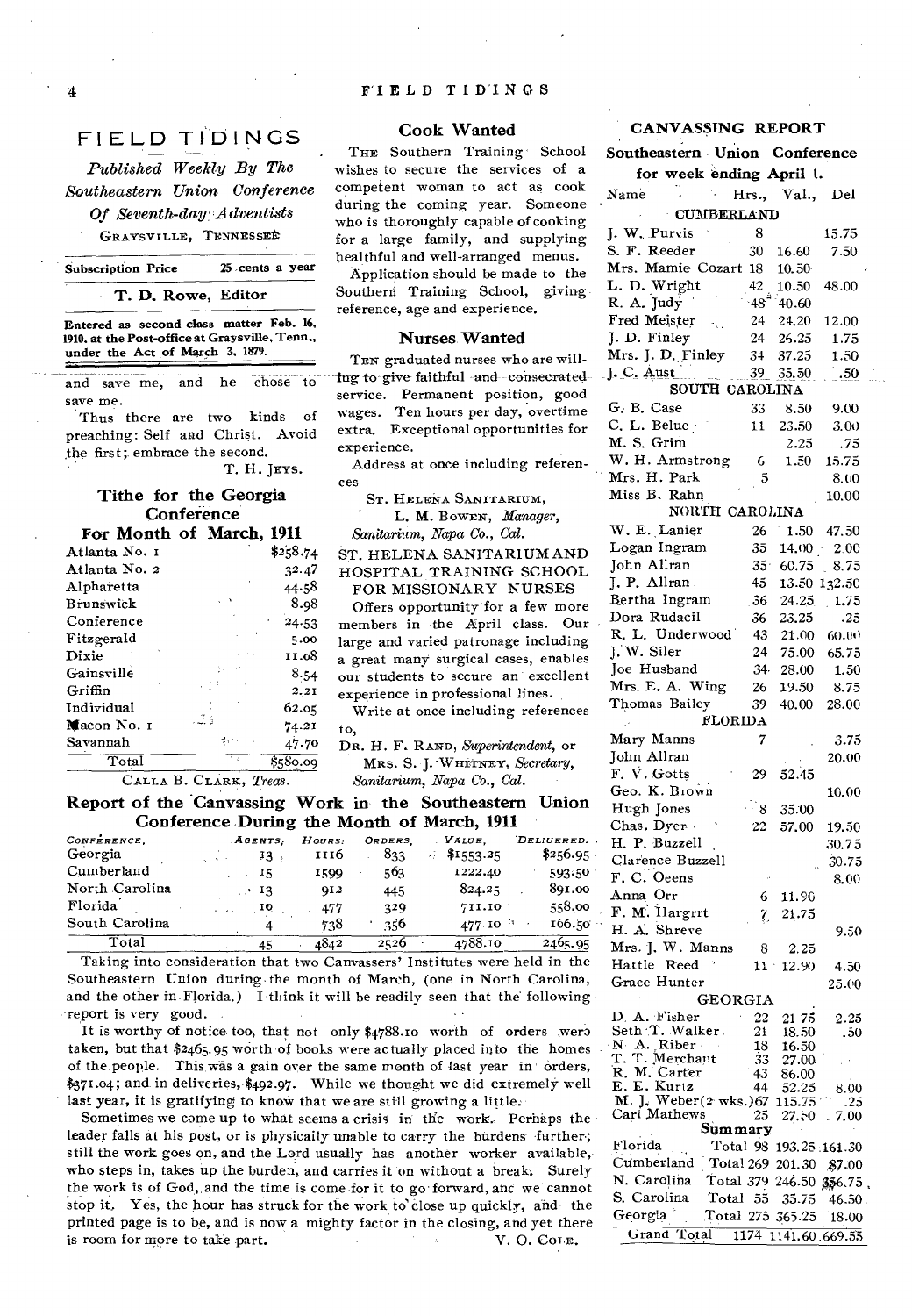# FIELD TIDINGS

*Published Weekly By The Southeastern Union Conference Of Seventh-day Adventists*

GRAYSVILLE, TENNESSEE

Subscription Price 25 cents a year

**T. D. Rowe, Editor**

**Entered as second class matter Feb. 16, 1910. at the Post-office at Graysville, Tenn., under the Act of March 3, 1879.**

and save me, and he chose to save me.

Thus there are two kinds of preaching: Self and Christ. Avoid the first; embrace the second.

T. H. JEYS.

## Tithe for the Georgia Conference

### For Month of March, 1911

| | |
|---|---|
| Atlanta No. 1 | $258.74 |
| Atlanta No. 2 | 32.47 |
| Alpharetta | 44.58 |
| Brunswick | 8.98 |
| Conference | 24.53 |
| Fitzgerald | 5.00 |
| Dixie | 11.08 |
| Gainsville | 8.54 |
| Griffin | 2.21 |
| Individual | 62.05 |
| Macon No. 1 | 74.21 |
| Savannah | 47.70 |
| Total | $580.09 |

CALLA B. CLARK, *Treas.*

## Cook Wanted

THE Southern Training School wishes to secure the services of a competent woman to act as cook during the coming year. Someone who is thoroughly capable of cooking for a large family, and supplying healthful and well-arranged menus.

Application should be made to the Southern Training School, giving reference, age and experience.

## Nurses Wanted

TEN graduated nurses who are willing to give faithful and consecrated service. Permanent position, good wages. Ten hours per day, overtime extra. Exceptional opportunities for experience.

Address at once including references—

ST. HELENA SANITARIUM,
L. M. BOWEN, *Manager*,
*Sanitarium, Napa Co., Cal.*

## ST. HELENA SANITARIUM AND HOSPITAL TRAINING SCHOOL FOR MISSIONARY NURSES

Offers opportunity for a few more members in the April class. Our large and varied patronage including a great many surgical cases, enables our students to secure an excellent experience in professional lines.

Write at once including references to,

DR. H. F. RAND, *Superintendent*, or
MRS. S. J. WHITNEY, *Secretary*,
*Sanitarium, Napa Co., Cal.*

## Report of the Canvassing Work in the Southeastern Union Conference During the Month of March, 1911

| CONFERENCE, | AGENTS, | HOURS, | ORDERS, | VALUE, | DELIVERED. |
|---|---|---|---|---|---|
| Georgia | 13 | 1116 | 833 | $1553.25 | $256.95 |
| Cumberland | 15 | 1599 | 563 | 1222.40 | 593.50 |
| North Carolina | 13 | 912 | 445 | 824.25 | 891.00 |
| Florida | 10 | 477 | 329 | 711.10 | 558.00 |
| South Carolina | 4 | 738 | 356 | 477.10 | 166.50 |
| Total | 45 | 4842 | 2526 | 4788.10 | 2465.95 |

Taking into consideration that two Canvassers' Institutes were held in the Southeastern Union during the month of March, (one in North Carolina, and the other in Florida.) I think it will be readily seen that the following report is very good.

It is worthy of notice too, that not only $4788.10 worth of orders were taken, but that $2465.95 worth of books were actually placed into the homes of the people. This was a gain over the same month of last year in orders, $371.04; and in deliveries, $492.97. While we thought we did extremely well last year, it is gratifying to know that we are still growing a little.

Sometimes we come up to what seems a crisis in the work. Perhaps the leader falls at his post, or is physically unable to carry the burdens further; still the work goes on, and the Lord usually has another worker available, who steps in, takes up the burden, and carries it on without a break. Surely the work is of God, and the time is come for it to go forward, and we cannot stop it. Yes, the hour has struck for the work to close up quickly, and the printed page is to be, and is now a mighty factor in the closing, and yet there is room for more to take part.

V. O. COLE.

## CANVASSING REPORT

### Southeastern Union Conference for week ending April 1.

| Name | Hrs., | Val., | Del |
|---|---|---|---|
| **CUMBERLAND** | | | |
| J. W. Purvis | 8 | | 15.75 |
| S. F. Reeder | 30 | 16.60 | 7.50 |
| Mrs. Mamie Cozart | 18 | 10.50 | |
| L. D. Wright | 42 | 10.50 | 48.00 |
| R. A. Judy | 48 | 40.60 | |
| Fred Meister | 24 | 24.20 | 12.00 |
| J. D. Finley | 24 | 26.25 | 1.75 |
| Mrs. J. D. Finley | 34 | 37.25 | 1.50 |
| J. C. Aust | 39 | 35.50 | .50 |
| **SOUTH CAROLINA** | | | |
| G. B. Case | 33 | 8.50 | 9.00 |
| C. L. Belue | 11 | 23.50 | 3.00 |
| M. S. Grim | | 2.25 | .75 |
| W. H. Armstrong | 6 | 1.50 | 15.75 |
| Mrs. H. Park | 5 | | 8.00 |
| Miss B. Rahn | | | 10.00 |
| **NORTH CAROLINA** | | | |
| W. E. Lanier | 26 | 1.50 | 47.50 |
| Logan Ingram | 35 | 14.00 | 2.00 |
| John Allran | 35 | 60.75 | 8.75 |
| J. P. Allran | 45 | 13.50 | 132.50 |
| Bertha Ingram | 36 | 24.25 | 1.75 |
| Dora Rudacil | 36 | 23.25 | .25 |
| R. L. Underwood | 43 | 21.00 | 60.00 |
| J. W. Siler | 24 | 75.00 | 65.75 |
| Joe Husband | 34 | 28.00 | 1.50 |
| Mrs. E. A. Wing | 26 | 19.50 | 8.75 |
| Thomas Bailey | 39 | 40.00 | 28.00 |
| **FLORIDA** | | | |
| Mary Manns | 7 | | 3.75 |
| John Allran | | | 20.00 |
| F. V. Gotts | 29 | 52.45 | |
| Geo. K. Brown | | | 10.00 |
| Hugh Jones | 8 | 35.00 | |
| Chas. Dyer | 22 | 57.00 | 19.50 |
| H. P. Buzzell | | | 30.75 |
| Clarence Buzzell | | | 30.75 |
| F. C. Oeens | | | 8.00 |
| Anna Orr | 6 | 11.90 | |
| F. M. Hargrrt | 7 | 21.75 | |
| H. A. Shreve | | | 9.50 |
| Mrs. J. W. Manns | 8 | 2.25 | |
| Hattie Reed | 11 | 12.90 | 4.50 |
| Grace Hunter | | | 25.00 |
| **GEORGIA** | | | |
| D. A. Fisher | 22 | 21.75 | 2.25 |
| Seth T. Walker | 21 | 18.50 | .50 |
| N. A. Riber | 18 | 16.50 | |
| T. T. Merchant | 33 | 27.00 | |
| R. M. Carter | 43 | 86.00 | |
| E. E. Kurtz | 44 | 52.25 | 8.00 |
| M. J. Weber (2 wks.) | 67 | 115.75 | .25 |
| Carl Mathews | 25 | 27.50 | 7.00 |
| **Summary** | | | |
| Florida Total | 98 | 193.25 | 161.30 |
| Cumberland Total | 269 | 201.30 | 87.00 |
| N. Carolina Total | 379 | 246.50 | 356.75 |
| S. Carolina Total | 55 | 35.75 | 46.50 |
| Georgia Total | 275 | 365.25 | 18.00 |
| Grand Total | 1174 | 1141.60 | 669.55 |